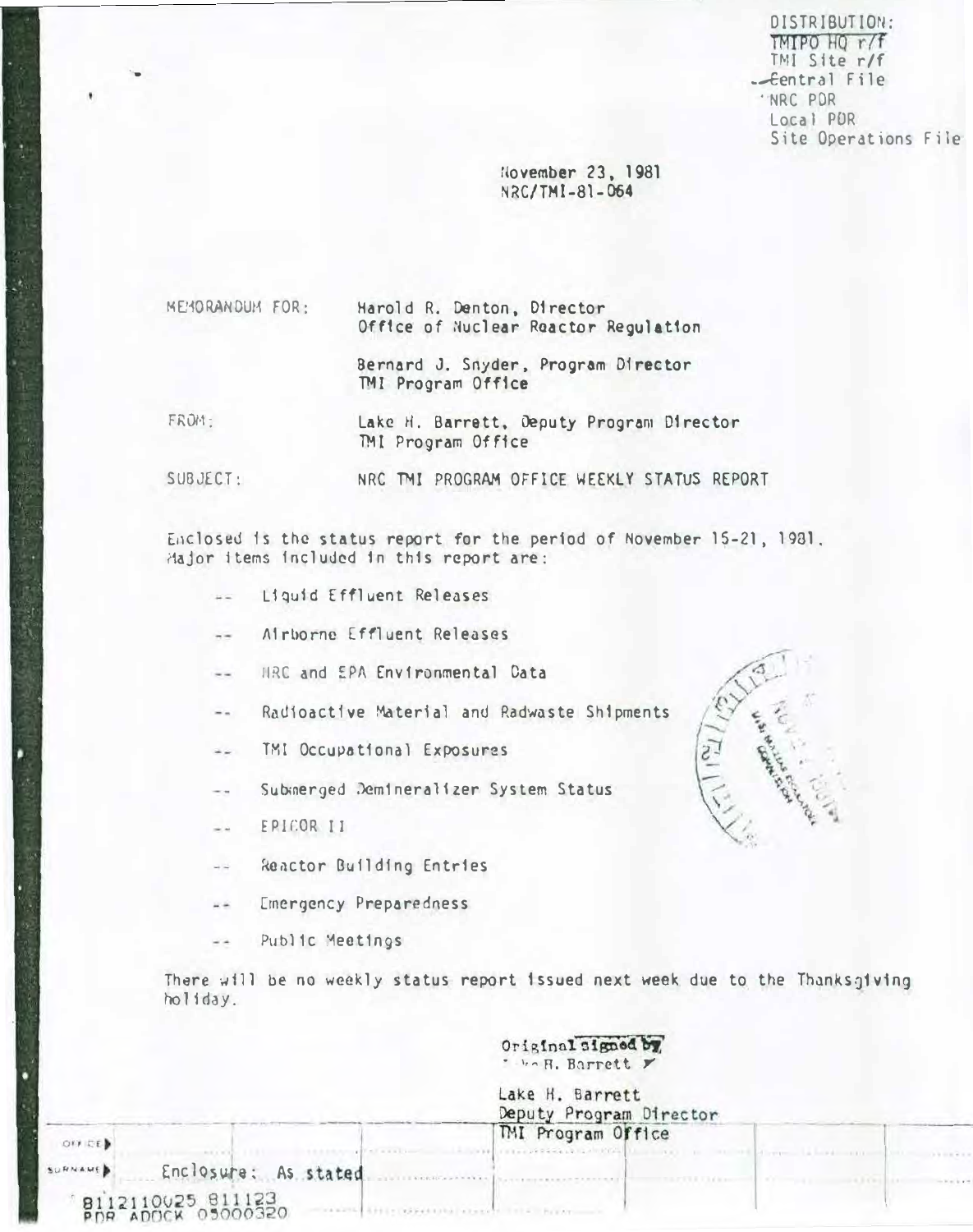DISTRIBUTION:
TMIPO HQ r/f
TMI Site r/f
Central File
NRC PDR
Local PDR
Site Operations File

November 23, 1981
NRC/TMI-81-064

MEMORANDUM FOR: Harold R. Denton, Director
Office of Nuclear Reactor Regulation

Bernard J. Snyder, Program Director
TMI Program Office

FROM: Lake H. Barrett, Deputy Program Director
TMI Program Office

SUBJECT: NRC TMI PROGRAM OFFICE WEEKLY STATUS REPORT

Enclosed is the status report for the period of November 15-21, 1981. Major items included in this report are:

- -- Liquid Effluent Releases
- -- Airborne Effluent Releases
- -- NRC and EPA Environmental Data
- -- Radioactive Material and Radwaste Shipments
- -- TMI Occupational Exposures
- -- Submerged Demineralizer System Status
- -- EPICOR II
- -- Reactor Building Entries
- -- Emergency Preparedness
- -- Public Meetings

There will be no weekly status report issued next week due to the Thanksgiving holiday.

Original signed by
Lake H. Barrett

Lake H. Barrett
Deputy Program Director
TMI Program Office

Enclosure: As stated

8112110025 811123
PDR ADOCK 05000320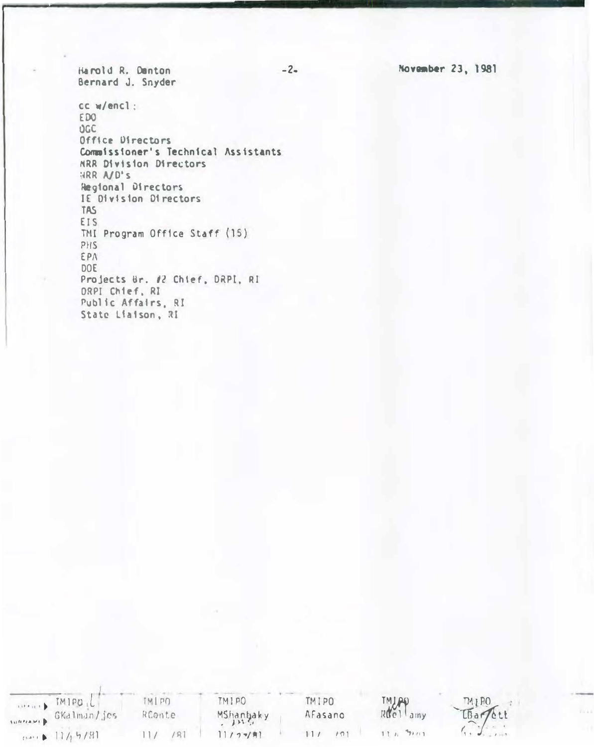Harold R. Denton
Bernard J. Snyder

November 23, 1981

cc w/encl:
EDO
OGC
Office Directors
Commissioner's Technical Assistants
NRR Division Directors
NRR A/D's
Regional Directors
IE Division Directors
TAS
EIS
TMI Program Office Staff (15)
PHS
EPA
DOE
Projects Br. #2 Chief, DRPI, RI
DRPI Chief, RI
Public Affairs, RI
State Liaison, RI

| OFFICE | TMIPO | TMIPO | TMIPO | TMIPO | TMIPO | TMIPO |
|---|---|---|---|---|---|---|
| SURNAME | GKalman/jcs | RConte | MShanbaky | AFasano | RBellamy | LBarrett |
| DATE | 11/ /81 | 11/ /81 | 11/ /81 | 11/ /81 | 11/ /81 | |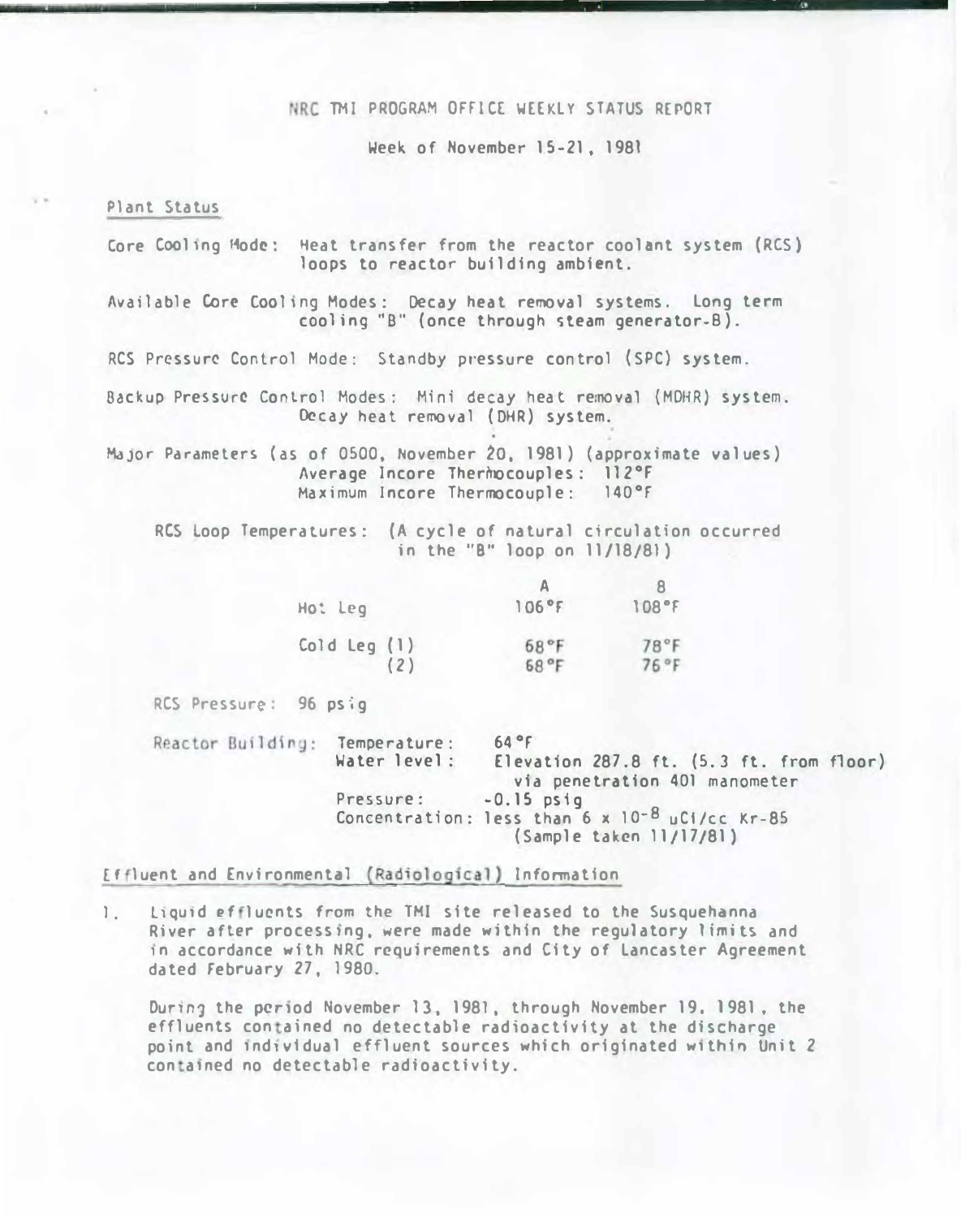# NRC TMI PROGRAM OFFICE WEEKLY STATUS REPORT

Week of November 15-21, 1981

## Plant Status

Core Cooling Mode: Heat transfer from the reactor coolant system (RCS) loops to reactor building ambient.

Available Core Cooling Modes: Decay heat removal systems. Long term cooling "B" (once through steam generator-B).

RCS Pressure Control Mode: Standby pressure control (SPC) system.

Backup Pressure Control Modes: Mini decay heat removal (MDHR) system. Decay heat removal (DHR) system.

Major Parameters (as of 0500, November 20, 1981) (approximate values)
Average Incore Thermocouples: 112°F
Maximum Incore Thermocouple: 140°F

RCS Loop Temperatures: (A cycle of natural circulation occurred in the "B" loop on 11/18/81)

| | A | B |
|---|---|---|
| Hot Leg | 106°F | 108°F |
| Cold Leg (1) | 68°F | 78°F |
| (2) | 68°F | 76°F |

RCS Pressure: 96 psig

Reactor Building:
- Temperature: 64°F
- Water level: Elevation 287.8 ft. (5.3 ft. from floor) via penetration 401 manometer
- Pressure: -0.15 psig
- Concentration: less than $6 \times 10^{-8}$ uCi/cc Kr-85 (Sample taken 11/17/81)

## Effluent and Environmental (Radiological) Information

1. Liquid effluents from the TMI site released to the Susquehanna River after processing, were made within the regulatory limits and in accordance with NRC requirements and City of Lancaster Agreement dated February 27, 1980.

   During the period November 13, 1981, through November 19, 1981, the effluents contained no detectable radioactivity at the discharge point and individual effluent sources which originated within Unit 2 contained no detectable radioactivity.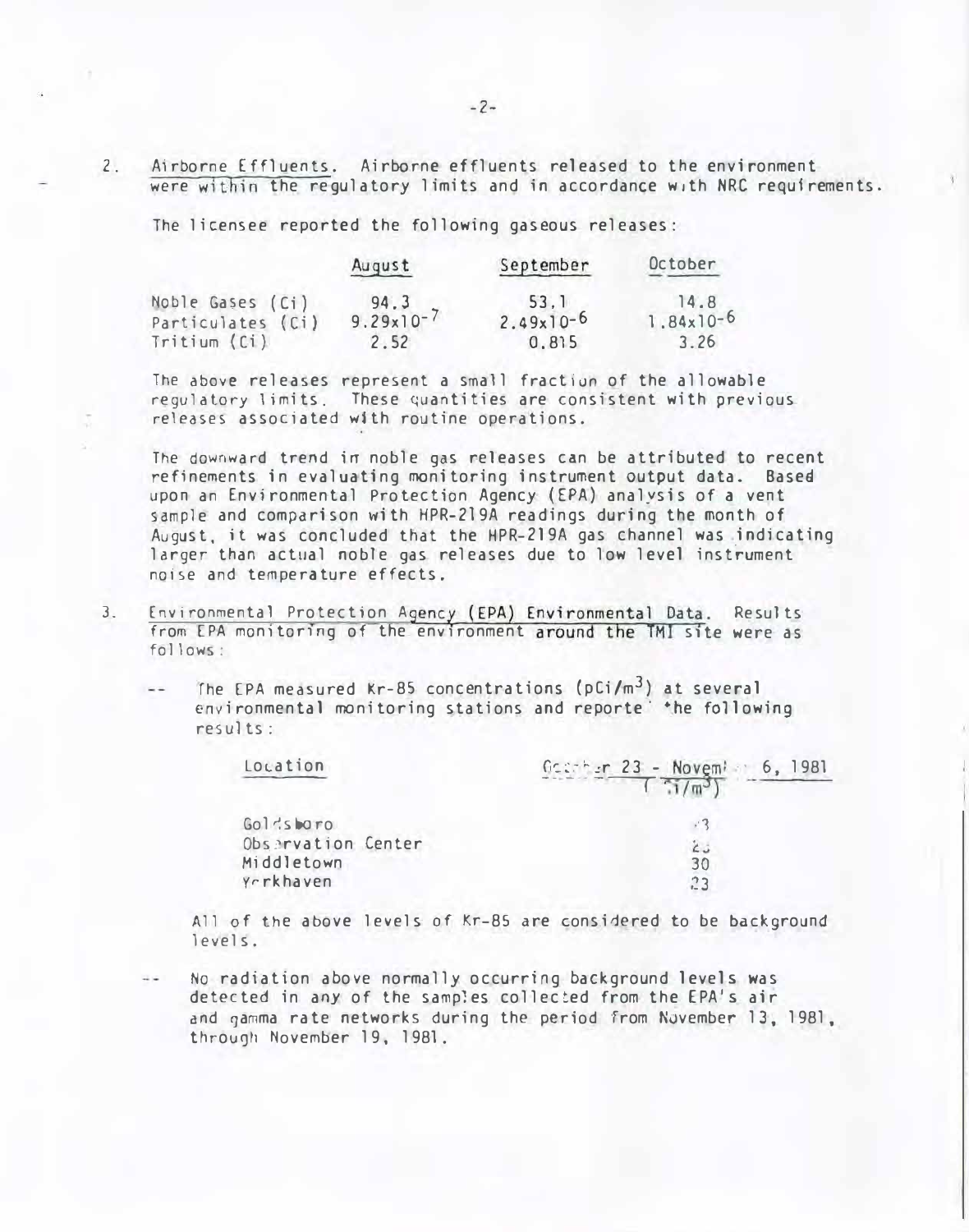2. Airborne Effluents. Airborne effluents released to the environment were within the regulatory limits and in accordance with NRC requirements.

The licensee reported the following gaseous releases:

| | August | September | October |
|---|---|---|---|
| Noble Gases (Ci) | 94.3 | 53.1 | 14.8 |
| Particulates (Ci) | $9.29 \times 10^{-7}$ | $2.49 \times 10^{-6}$ | $1.84 \times 10^{-6}$ |
| Tritium (Ci) | 2.52 | 0.815 | 3.26 |

The above releases represent a small fraction of the allowable regulatory limits. These quantities are consistent with previous releases associated with routine operations.

The downward trend in noble gas releases can be attributed to recent refinements in evaluating monitoring instrument output data. Based upon an Environmental Protection Agency (EPA) analysis of a vent sample and comparison with HPR-219A readings during the month of August, it was concluded that the HPR-219A gas channel was indicating larger than actual noble gas releases due to low level instrument noise and temperature effects.

3. Environmental Protection Agency (EPA) Environmental Data. Results from EPA monitoring of the environment around the TMI site were as follows:

-- The EPA measured Kr-85 concentrations ($pCi/m^3$) at several environmental monitoring stations and reported the following results:

| Location | October 23 - November 6, 1981 ($pCi/m^3$) |
|---|---|
| Goldsboro | 23 |
| Observation Center | 23 |
| Middletown | 30 |
| Yorkhaven | 23 |

All of the above levels of Kr-85 are considered to be background levels.

-- No radiation above normally occurring background levels was detected in any of the samples collected from the EPA's air and gamma rate networks during the period from November 13, 1981, through November 19, 1981.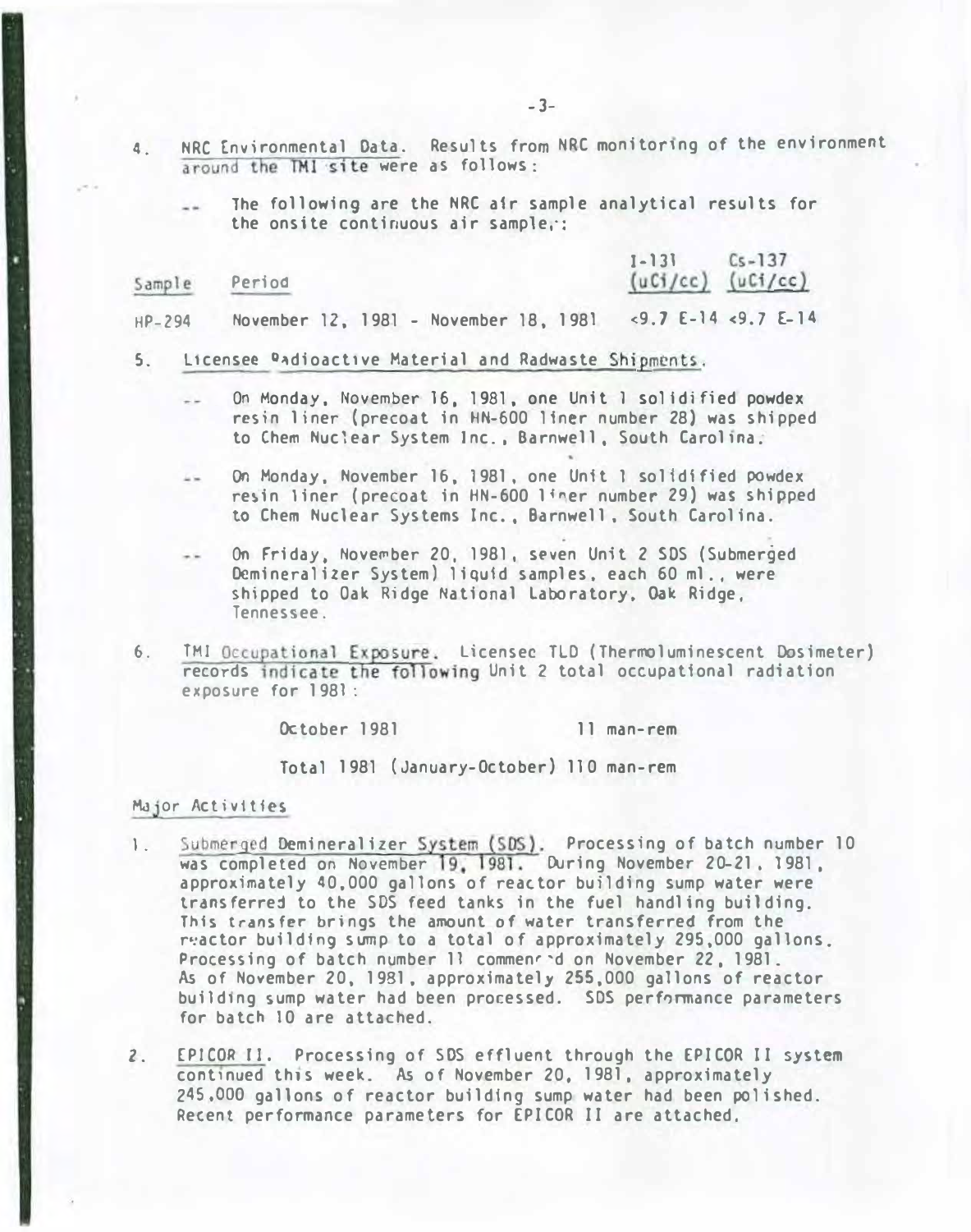4. NRC Environmental Data. Results from NRC monitoring of the environment around the TMI site were as follows:

-- The following are the NRC air sample analytical results for the onsite continuous air sampler:

| Sample | Period | I-131 (uCi/cc) | Cs-137 (uCi/cc) |
|---|---|---|---|
| HP-294 | November 12, 1981 - November 18, 1981 | <9.7 E-14 | <9.7 E-14 |

5. Licensee Radioactive Material and Radwaste Shipments.

-- On Monday, November 16, 1981, one Unit 1 solidified powdex resin liner (precoat in HN-600 liner number 28) was shipped to Chem Nuclear System Inc., Barnwell, South Carolina.

-- On Monday, November 16, 1981, one Unit 1 solidified powdex resin liner (precoat in HN-600 liner number 29) was shipped to Chem Nuclear Systems Inc., Barnwell, South Carolina.

-- On Friday, November 20, 1981, seven Unit 2 SDS (Submerged Demineralizer System) liquid samples, each 60 ml., were shipped to Oak Ridge National Laboratory, Oak Ridge, Tennessee.

6. TMI Occupational Exposure. Licensee TLD (Thermoluminescent Dosimeter) records indicate the following Unit 2 total occupational radiation exposure for 1981:

October 1981 — 11 man-rem

Total 1981 (January-October) 110 man-rem

## Major Activities

1. Submerged Demineralizer System (SDS). Processing of batch number 10 was completed on November 19, 1981. During November 20-21, 1981, approximately 40,000 gallons of reactor building sump water were transferred to the SDS feed tanks in the fuel handling building. This transfer brings the amount of water transferred from the reactor building sump to a total of approximately 295,000 gallons. Processing of batch number 11 commenced on November 22, 1981. As of November 20, 1981, approximately 255,000 gallons of reactor building sump water had been processed. SDS performance parameters for batch 10 are attached.

2. EPICOR II. Processing of SDS effluent through the EPICOR II system continued this week. As of November 20, 1981, approximately 245,000 gallons of reactor building sump water had been polished. Recent performance parameters for EPICOR II are attached.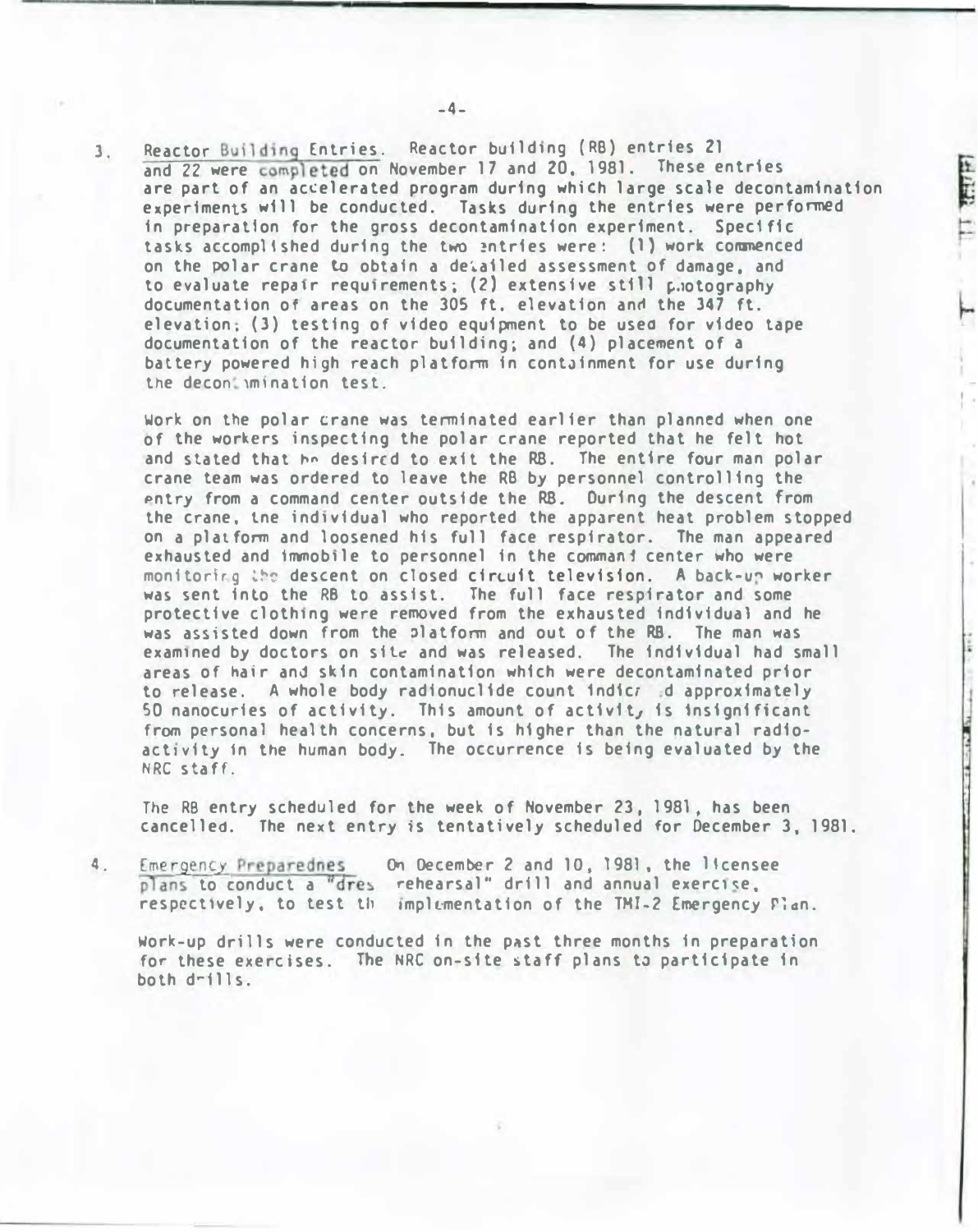3. Reactor Building Entries. Reactor building (RB) entries 21 and 22 were completed on November 17 and 20, 1981. These entries are part of an accelerated program during which large scale decontamination experiments will be conducted. Tasks during the entries were performed in preparation for the gross decontamination experiment. Specific tasks accomplished during the two entries were: (1) work commenced on the polar crane to obtain a detailed assessment of damage, and to evaluate repair requirements; (2) extensive still photography documentation of areas on the 305 ft. elevation and the 347 ft. elevation; (3) testing of video equipment to be used for video tape documentation of the reactor building; and (4) placement of a battery powered high reach platform in containment for use during the decontamination test.

   Work on the polar crane was terminated earlier than planned when one of the workers inspecting the polar crane reported that he felt hot and stated that he desired to exit the RB. The entire four man polar crane team was ordered to leave the RB by personnel controlling the entry from a command center outside the RB. During the descent from the crane, the individual who reported the apparent heat problem stopped on a platform and loosened his full face respirator. The man appeared exhausted and immobile to personnel in the command center who were monitoring the descent on closed circuit television. A back-up worker was sent into the RB to assist. The full face respirator and some protective clothing were removed from the exhausted individual and he was assisted down from the platform and out of the RB. The man was examined by doctors on site and was released. The individual had small areas of hair and skin contamination which were decontaminated prior to release. A whole body radionuclide count indicated approximately 50 nanocuries of activity. This amount of activity is insignificant from personal health concerns, but is higher than the natural radioactivity in the human body. The occurrence is being evaluated by the NRC staff.

   The RB entry scheduled for the week of November 23, 1981, has been cancelled. The next entry is tentatively scheduled for December 3, 1981.

4. Emergency Preparedness. On December 2 and 10, 1981, the licensee plans to conduct a "dress rehearsal" drill and annual exercise, respectively, to test the implementation of the TMI-2 Emergency Plan.

   Work-up drills were conducted in the past three months in preparation for these exercises. The NRC on-site staff plans to participate in both drills.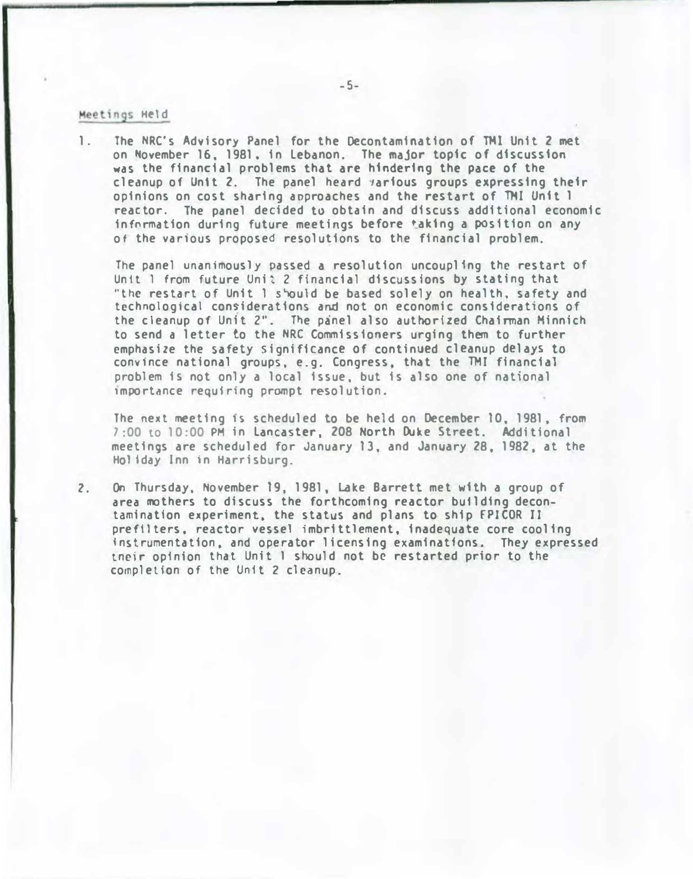## Meetings Held

1. The NRC's Advisory Panel for the Decontamination of TMI Unit 2 met on November 16, 1981, in Lebanon. The major topic of discussion was the financial problems that are hindering the pace of the cleanup of Unit 2. The panel heard various groups expressing their opinions on cost sharing approaches and the restart of TMI Unit 1 reactor. The panel decided to obtain and discuss additional economic information during future meetings before taking a position on any of the various proposed resolutions to the financial problem.

   The panel unanimously passed a resolution uncoupling the restart of Unit 1 from future Unit 2 financial discussions by stating that "the restart of Unit 1 should be based solely on health, safety and technological considerations and not on economic considerations of the cleanup of Unit 2". The panel also authorized Chairman Minnich to send a letter to the NRC Commissioners urging them to further emphasize the safety significance of continued cleanup delays to convince national groups, e.g. Congress, that the TMI financial problem is not only a local issue, but is also one of national importance requiring prompt resolution.

   The next meeting is scheduled to be held on December 10, 1981, from 7:00 to 10:00 PM in Lancaster, 208 North Duke Street. Additional meetings are scheduled for January 13, and January 28, 1982, at the Holiday Inn in Harrisburg.

2. On Thursday, November 19, 1981, Lake Barrett met with a group of area mothers to discuss the forthcoming reactor building decontamination experiment, the status and plans to ship EPICOR II prefilters, reactor vessel imbrittlement, inadequate core cooling instrumentation, and operator licensing examinations. They expressed their opinion that Unit 1 should not be restarted prior to the completion of the Unit 2 cleanup.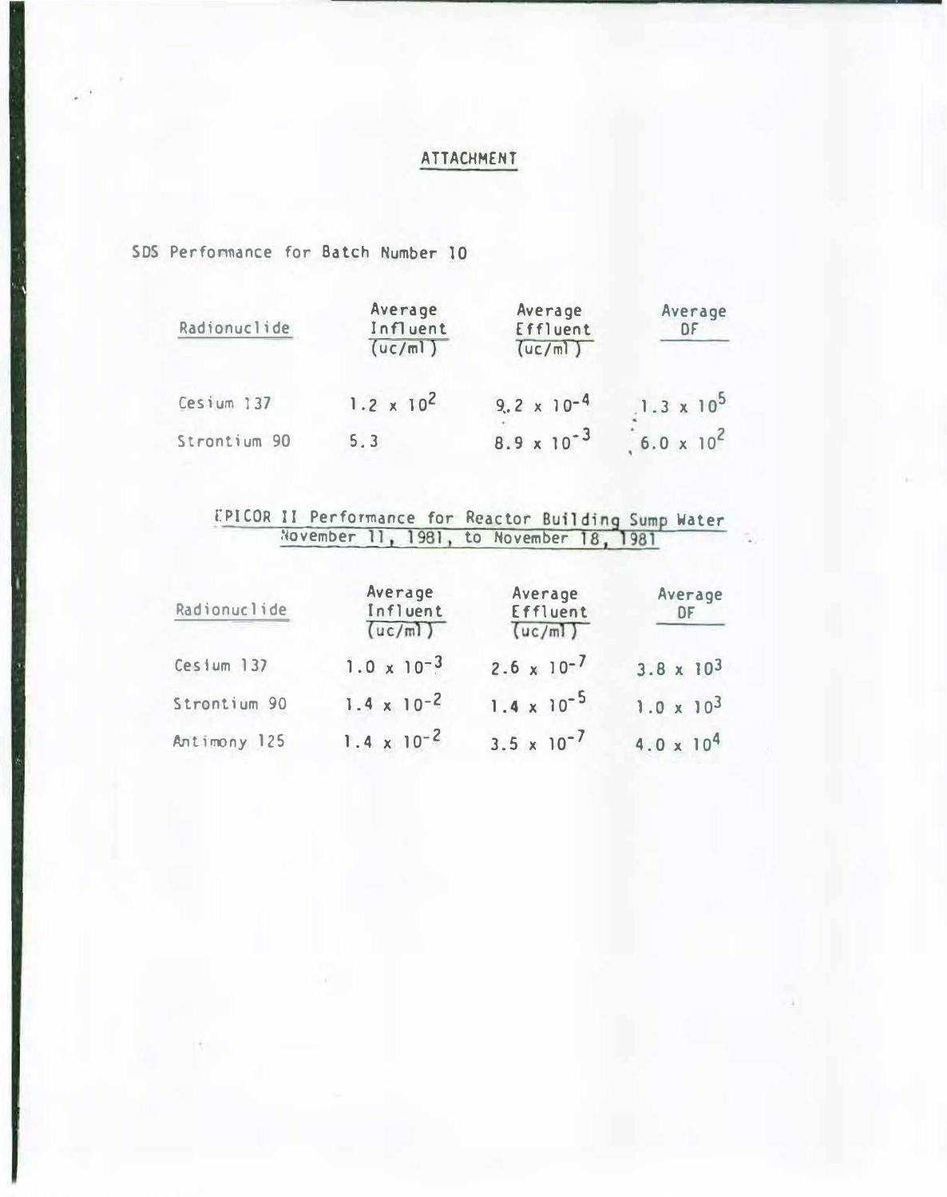# ATTACHMENT

SDS Performance for Batch Number 10

| Radionuclide | Average Influent (uc/ml) | Average Effluent (uc/ml) | Average DF |
|---|---|---|---|
| Cesium 137 | $1.2 \times 10^{2}$ | $9.2 \times 10^{-4}$ | $1.3 \times 10^{5}$ |
| Strontium 90 | 5.3 | $8.9 \times 10^{-3}$ | $6.0 \times 10^{2}$ |

EPICOR II Performance for Reactor Building Sump Water
November 11, 1981, to November 18, 1981

| Radionuclide | Average Influent (uc/ml) | Average Effluent (uc/ml) | Average DF |
|---|---|---|---|
| Cesium 137 | $1.0 \times 10^{-3}$ | $2.6 \times 10^{-7}$ | $3.8 \times 10^{3}$ |
| Strontium 90 | $1.4 \times 10^{-2}$ | $1.4 \times 10^{-5}$ | $1.0 \times 10^{3}$ |
| Antimony 125 | $1.4 \times 10^{-2}$ | $3.5 \times 10^{-7}$ | $4.0 \times 10^{4}$ |